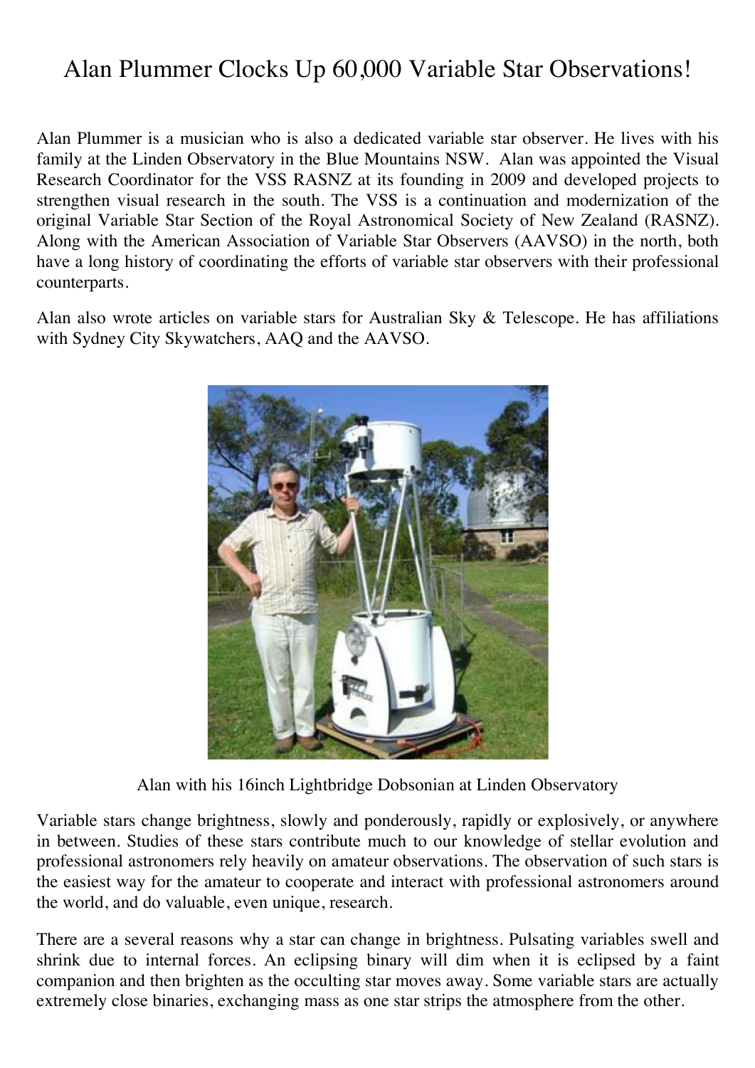# Alan Plummer Clocks Up 60,000 Variable Star Observations!

Alan Plummer is a musician who is also a dedicated variable star observer. He lives with his family at the Linden Observatory in the Blue Mountains NSW. Alan was appointed the Visual Research Coordinator for the VSS RASNZ at its founding in 2009 and developed projects to strengthen visual research in the south. The VSS is a continuation and modernization of the original Variable Star Section of the Royal Astronomical Society of New Zealand (RASNZ). Along with the American Association of Variable Star Observers (AAVSO) in the north, both have a long history of coordinating the efforts of variable star observers with their professional counterparts.

Alan also wrote articles on variable stars for Australian Sky & Telescope. He has affiliations with Sydney City Skywatchers, AAQ and the AAVSO.

Alan with his 16inch Lightbridge Dobsonian at Linden Observatory

Variable stars change brightness, slowly and ponderously, rapidly or explosively, or anywhere in between. Studies of these stars contribute much to our knowledge of stellar evolution and professional astronomers rely heavily on amateur observations. The observation of such stars is the easiest way for the amateur to cooperate and interact with professional astronomers around the world, and do valuable, even unique, research.

There are a several reasons why a star can change in brightness. Pulsating variables swell and shrink due to internal forces. An eclipsing binary will dim when it is eclipsed by a faint companion and then brighten as the occulting star moves away. Some variable stars are actually extremely close binaries, exchanging mass as one star strips the atmosphere from the other.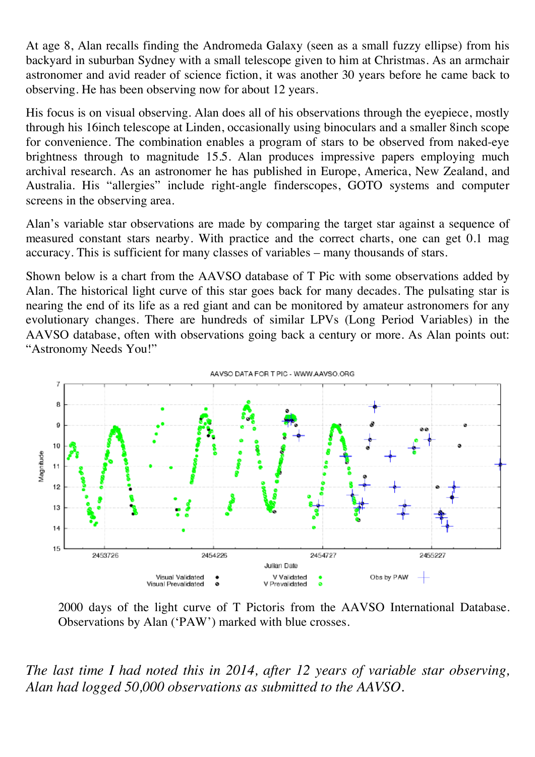At age 8, Alan recalls finding the Andromeda Galaxy (seen as a small fuzzy ellipse) from his backyard in suburban Sydney with a small telescope given to him at Christmas. As an armchair astronomer and avid reader of science fiction, it was another 30 years before he came back to observing. He has been observing now for about 12 years.

His focus is on visual observing. Alan does all of his observations through the eyepiece, mostly through his 16inch telescope at Linden, occasionally using binoculars and a smaller 8inch scope for convenience. The combination enables a program of stars to be observed from naked-eye brightness through to magnitude 15.5. Alan produces impressive papers employing much archival research. As an astronomer he has published in Europe, America, New Zealand, and Australia. His "allergies" include right-angle finderscopes, GOTO systems and computer screens in the observing area.

Alan's variable star observations are made by comparing the target star against a sequence of measured constant stars nearby. With practice and the correct charts, one can get 0.1 mag accuracy. This is sufficient for many classes of variables – many thousands of stars.

Shown below is a chart from the AAVSO database of T Pic with some observations added by Alan. The historical light curve of this star goes back for many decades. The pulsating star is nearing the end of its life as a red giant and can be monitored by amateur astronomers for any evolutionary changes. There are hundreds of similar LPVs (Long Period Variables) in the AAVSO database, often with observations going back a century or more. As Alan points out: "Astronomy Needs You!"

2000 days of the light curve of T Pictoris from the AAVSO International Database. Observations by Alan ('PAW') marked with blue crosses.

*The last time I had noted this in 2014, after 12 years of variable star observing, Alan had logged 50,000 observations as submitted to the AAVSO.*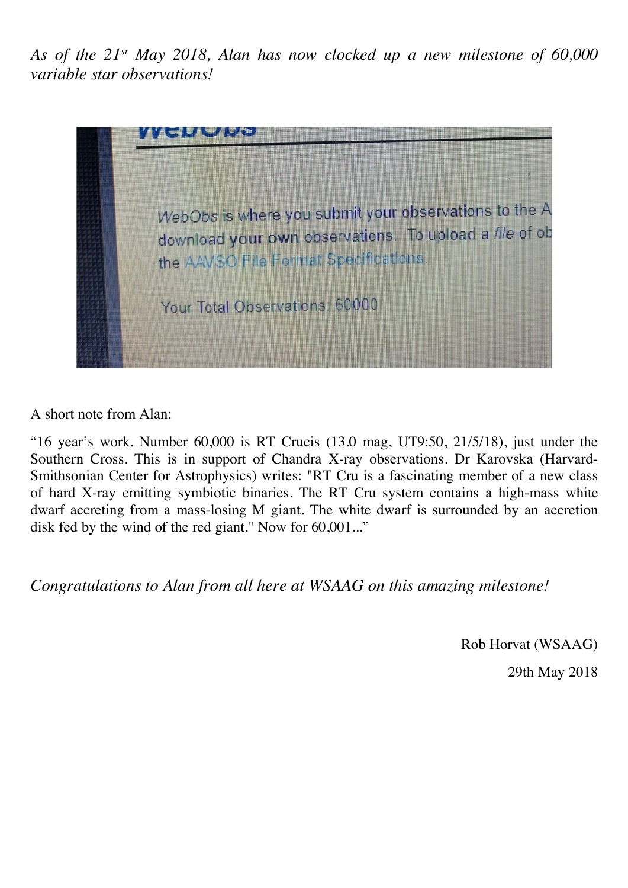*As of the 21st May 2018, Alan has now clocked up a new milestone of 60,000 variable star observations!*

A short note from Alan:

"16 year's work. Number 60,000 is RT Crucis (13.0 mag, UT9:50, 21/5/18), just under the Southern Cross. This is in support of Chandra X-ray observations. Dr Karovska (Harvard-Smithsonian Center for Astrophysics) writes: "RT Cru is a fascinating member of a new class of hard X-ray emitting symbiotic binaries. The RT Cru system contains a high-mass white dwarf accreting from a mass-losing M giant. The white dwarf is surrounded by an accretion disk fed by the wind of the red giant." Now for 60,001..."

*Congratulations to Alan from all here at WSAAG on this amazing milestone!*

Rob Horvat (WSAAG)

29th May 2018